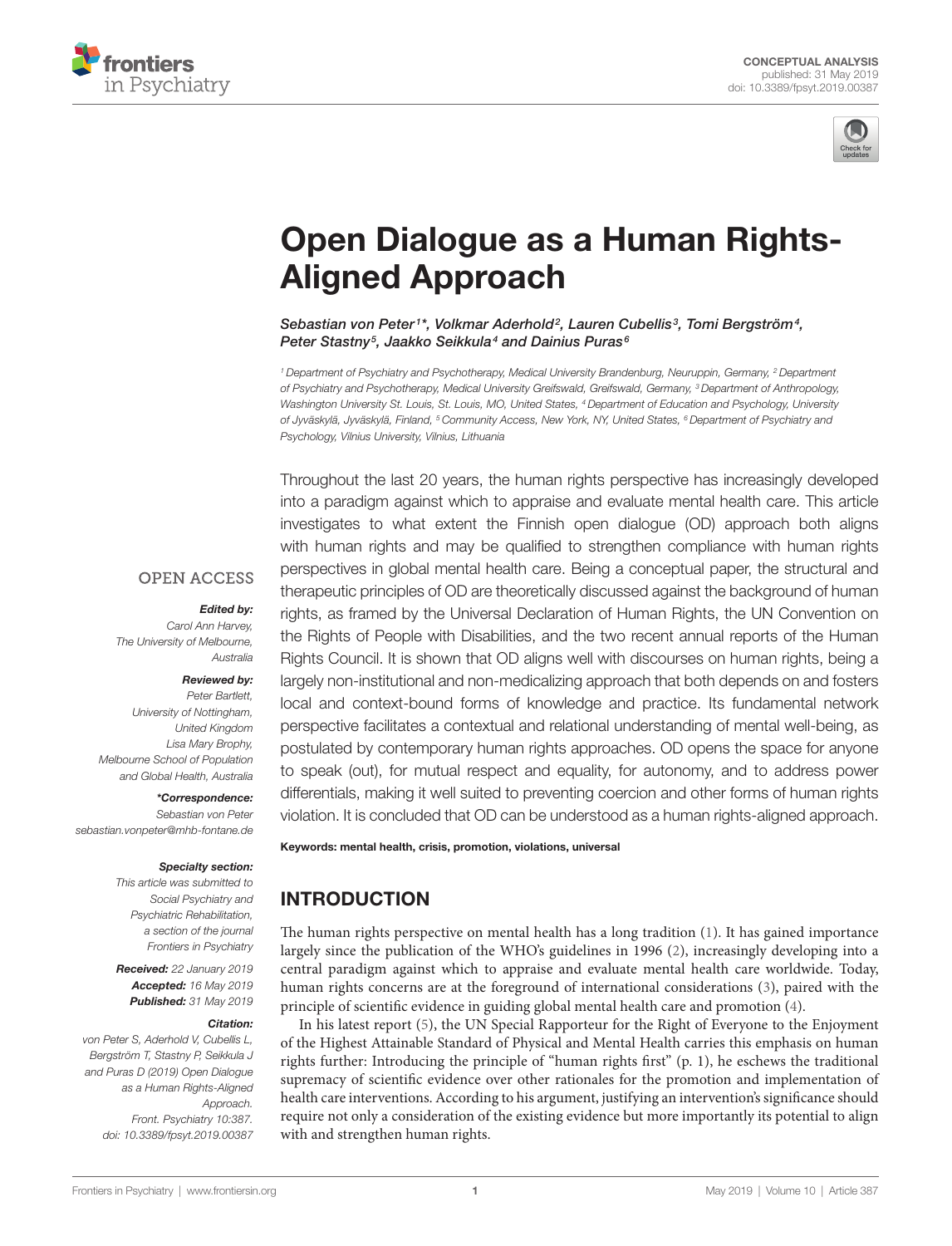CONCEPTUAL ANALYSIS
published: 31 May 2019
doi: 10.3389/fpsyt.2019.00387

# Open Dialogue as a Human Rights-Aligned Approach

*Sebastian von Peter[1]*, Volkmar Aderhold[2], Lauren Cubellis[3], Tomi Bergström[4], Peter Stastny[5], Jaakko Seikkula[4] and Dainius Puras[6]*

[1] Department of Psychiatry and Psychotherapy, Medical University Brandenburg, Neuruppin, Germany, [2] Department of Psychiatry and Psychotherapy, Medical University Greifswald, Greifswald, Germany, [3] Department of Anthropology, Washington University St. Louis, St. Louis, MO, United States, [4] Department of Education and Psychology, University of Jyväskylä, Jyväskylä, Finland, [5] Community Access, New York, NY, United States, [6] Department of Psychiatry and Psychology, Vilnius University, Vilnius, Lithuania

OPEN ACCESS

***Edited by:***
*Carol Ann Harvey, The University of Melbourne, Australia*

***Reviewed by:***
*Peter Bartlett, University of Nottingham, United Kingdom*
*Lisa Mary Brophy, Melbourne School of Population and Global Health, Australia*

***\*Correspondence:***
*Sebastian von Peter*
*sebastian.vonpeter@mhb-fontane.de*

***Specialty section:***
*This article was submitted to Social Psychiatry and Psychiatric Rehabilitation, a section of the journal Frontiers in Psychiatry*

***Received:*** *22 January 2019*
***Accepted:*** *16 May 2019*
***Published:*** *31 May 2019*

***Citation:***
*von Peter S, Aderhold V, Cubellis L, Bergström T, Stastny P, Seikkula J and Puras D (2019) Open Dialogue as a Human Rights-Aligned Approach. Front. Psychiatry 10:387. doi: 10.3389/fpsyt.2019.00387*

Throughout the last 20 years, the human rights perspective has increasingly developed into a paradigm against which to appraise and evaluate mental health care. This article investigates to what extent the Finnish open dialogue (OD) approach both aligns with human rights and may be qualified to strengthen compliance with human rights perspectives in global mental health care. Being a conceptual paper, the structural and therapeutic principles of OD are theoretically discussed against the background of human rights, as framed by the Universal Declaration of Human Rights, the UN Convention on the Rights of People with Disabilities, and the two recent annual reports of the Human Rights Council. It is shown that OD aligns well with discourses on human rights, being a largely non-institutional and non-medicalizing approach that both depends on and fosters local and context-bound forms of knowledge and practice. Its fundamental network perspective facilitates a contextual and relational understanding of mental well-being, as postulated by contemporary human rights approaches. OD opens the space for anyone to speak (out), for mutual respect and equality, for autonomy, and to address power differentials, making it well suited to preventing coercion and other forms of human rights violation. It is concluded that OD can be understood as a human rights-aligned approach.

**Keywords: mental health, crisis, promotion, violations, universal**

## INTRODUCTION

The human rights perspective on mental health has a long tradition (1). It has gained importance largely since the publication of the WHO's guidelines in 1996 (2), increasingly developing into a central paradigm against which to appraise and evaluate mental health care worldwide. Today, human rights concerns are at the foreground of international considerations (3), paired with the principle of scientific evidence in guiding global mental health care and promotion (4).

In his latest report (5), the UN Special Rapporteur for the Right of Everyone to the Enjoyment of the Highest Attainable Standard of Physical and Mental Health carries this emphasis on human rights further: Introducing the principle of "human rights first" (p. 1), he eschews the traditional supremacy of scientific evidence over other rationales for the promotion and implementation of health care interventions. According to his argument, justifying an intervention's significance should require not only a consideration of the existing evidence but more importantly its potential to align with and strengthen human rights.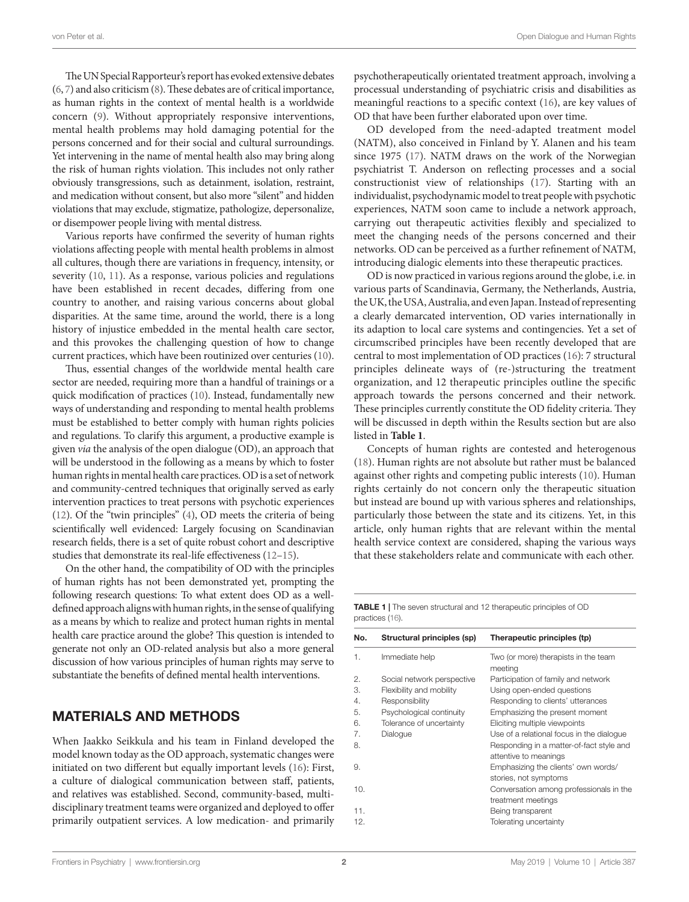The UN Special Rapporteur's report has evoked extensive debates (6, 7) and also criticism (8). These debates are of critical importance, as human rights in the context of mental health is a worldwide concern (9). Without appropriately responsive interventions, mental health problems may hold damaging potential for the persons concerned and for their social and cultural surroundings. Yet intervening in the name of mental health also may bring along the risk of human rights violation. This includes not only rather obviously transgressions, such as detainment, isolation, restraint, and medication without consent, but also more "silent" and hidden violations that may exclude, stigmatize, pathologize, depersonalize, or disempower people living with mental distress.

Various reports have confirmed the severity of human rights violations affecting people with mental health problems in almost all cultures, though there are variations in frequency, intensity, or severity (10, 11). As a response, various policies and regulations have been established in recent decades, differing from one country to another, and raising various concerns about global disparities. At the same time, around the world, there is a long history of injustice embedded in the mental health care sector, and this provokes the challenging question of how to change current practices, which have been routinized over centuries (10).

Thus, essential changes of the worldwide mental health care sector are needed, requiring more than a handful of trainings or a quick modification of practices (10). Instead, fundamentally new ways of understanding and responding to mental health problems must be established to better comply with human rights policies and regulations. To clarify this argument, a productive example is given *via* the analysis of the open dialogue (OD), an approach that will be understood in the following as a means by which to foster human rights in mental health care practices. OD is a set of network and community-centred techniques that originally served as early intervention practices to treat persons with psychotic experiences (12). Of the "twin principles" (4), OD meets the criteria of being scientifically well evidenced: Largely focusing on Scandinavian research fields, there is a set of quite robust cohort and descriptive studies that demonstrate its real-life effectiveness (12–15).

On the other hand, the compatibility of OD with the principles of human rights has not been demonstrated yet, prompting the following research questions: To what extent does OD as a well-defined approach aligns with human rights, in the sense of qualifying as a means by which to realize and protect human rights in mental health care practice around the globe? This question is intended to generate not only an OD-related analysis but also a more general discussion of how various principles of human rights may serve to substantiate the benefits of defined mental health interventions.

## MATERIALS AND METHODS

When Jaakko Seikkula and his team in Finland developed the model known today as the OD approach, systematic changes were initiated on two different but equally important levels (16): First, a culture of dialogical communication between staff, patients, and relatives was established. Second, community-based, multi-disciplinary treatment teams were organized and deployed to offer primarily outpatient services. A low medication- and primarily psychotherapeutically orientated treatment approach, involving a processual understanding of psychiatric crisis and disabilities as meaningful reactions to a specific context (16), are key values of OD that have been further elaborated upon over time.

OD developed from the need-adapted treatment model (NATM), also conceived in Finland by Y. Alanen and his team since 1975 (17). NATM draws on the work of the Norwegian psychiatrist T. Anderson on reflecting processes and a social constructionist view of relationships (17). Starting with an individualist, psychodynamic model to treat people with psychotic experiences, NATM soon came to include a network approach, carrying out therapeutic activities flexibly and specialized to meet the changing needs of the persons concerned and their networks. OD can be perceived as a further refinement of NATM, introducing dialogic elements into these therapeutic practices.

OD is now practiced in various regions around the globe, i.e. in various parts of Scandinavia, Germany, the Netherlands, Austria, the UK, the USA, Australia, and even Japan. Instead of representing a clearly demarcated intervention, OD varies internationally in its adaption to local care systems and contingencies. Yet a set of circumscribed principles have been recently developed that are central to most implementation of OD practices (16): 7 structural principles delineate ways of (re-)structuring the treatment organization, and 12 therapeutic principles outline the specific approach towards the persons concerned and their network. These principles currently constitute the OD fidelity criteria. They will be discussed in depth within the Results section but are also listed in **Table 1**.

Concepts of human rights are contested and heterogenous (18). Human rights are not absolute but rather must be balanced against other rights and competing public interests (10). Human rights certainly do not concern only the therapeutic situation but instead are bound up with various spheres and relationships, particularly those between the state and its citizens. Yet, in this article, only human rights that are relevant within the mental health service context are considered, shaping the various ways that these stakeholders relate and communicate with each other.

**TABLE 1** | The seven structural and 12 therapeutic principles of OD practices (16).

| No. | Structural principles (sp) | Therapeutic principles (tp) |
|---|---|---|
| 1. | Immediate help | Two (or more) therapists in the team meeting |
| 2. | Social network perspective | Participation of family and network |
| 3. | Flexibility and mobility | Using open-ended questions |
| 4. | Responsibility | Responding to clients' utterances |
| 5. | Psychological continuity | Emphasizing the present moment |
| 6. | Tolerance of uncertainty | Eliciting multiple viewpoints |
| 7. | Dialogue | Use of a relational focus in the dialogue |
| 8. | | Responding in a matter-of-fact style and attentive to meanings |
| 9. | | Emphasizing the clients' own words/ stories, not symptoms |
| 10. | | Conversation among professionals in the treatment meetings |
| 11. | | Being transparent |
| 12. | | Tolerating uncertainty |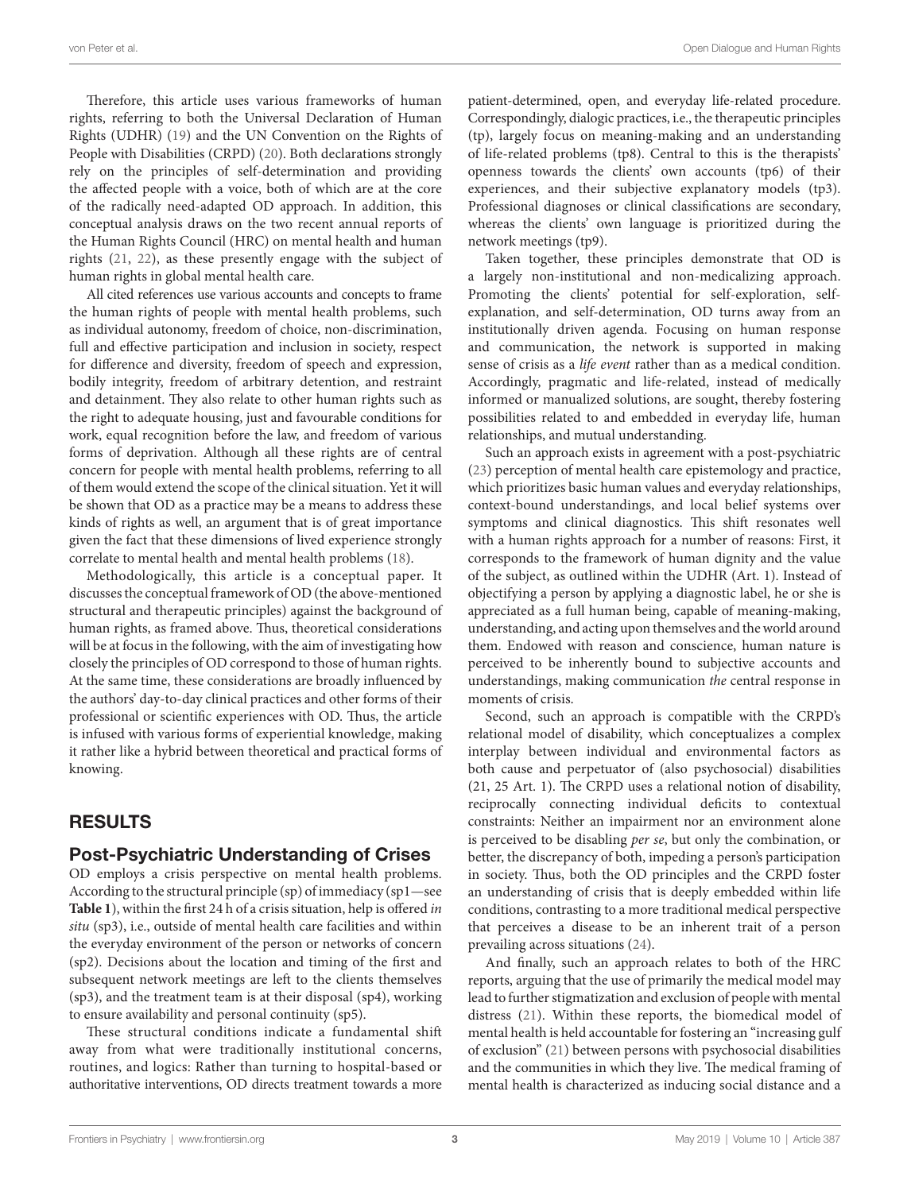Therefore, this article uses various frameworks of human rights, referring to both the Universal Declaration of Human Rights (UDHR) (19) and the UN Convention on the Rights of People with Disabilities (CRPD) (20). Both declarations strongly rely on the principles of self-determination and providing the affected people with a voice, both of which are at the core of the radically need-adapted OD approach. In addition, this conceptual analysis draws on the two recent annual reports of the Human Rights Council (HRC) on mental health and human rights (21, 22), as these presently engage with the subject of human rights in global mental health care.

All cited references use various accounts and concepts to frame the human rights of people with mental health problems, such as individual autonomy, freedom of choice, non-discrimination, full and effective participation and inclusion in society, respect for difference and diversity, freedom of speech and expression, bodily integrity, freedom of arbitrary detention, and restraint and detainment. They also relate to other human rights such as the right to adequate housing, just and favourable conditions for work, equal recognition before the law, and freedom of various forms of deprivation. Although all these rights are of central concern for people with mental health problems, referring to all of them would extend the scope of the clinical situation. Yet it will be shown that OD as a practice may be a means to address these kinds of rights as well, an argument that is of great importance given the fact that these dimensions of lived experience strongly correlate to mental health and mental health problems (18).

Methodologically, this article is a conceptual paper. It discusses the conceptual framework of OD (the above-mentioned structural and therapeutic principles) against the background of human rights, as framed above. Thus, theoretical considerations will be at focus in the following, with the aim of investigating how closely the principles of OD correspond to those of human rights. At the same time, these considerations are broadly influenced by the authors' day-to-day clinical practices and other forms of their professional or scientific experiences with OD. Thus, the article is infused with various forms of experiential knowledge, making it rather like a hybrid between theoretical and practical forms of knowing.

## RESULTS

### Post-Psychiatric Understanding of Crises

OD employs a crisis perspective on mental health problems. According to the structural principle (sp) of immediacy (sp1—see **Table 1**), within the first 24 h of a crisis situation, help is offered *in situ* (sp3), i.e., outside of mental health care facilities and within the everyday environment of the person or networks of concern (sp2). Decisions about the location and timing of the first and subsequent network meetings are left to the clients themselves (sp3), and the treatment team is at their disposal (sp4), working to ensure availability and personal continuity (sp5).

These structural conditions indicate a fundamental shift away from what were traditionally institutional concerns, routines, and logics: Rather than turning to hospital-based or authoritative interventions, OD directs treatment towards a more patient-determined, open, and everyday life-related procedure. Correspondingly, dialogic practices, i.e., the therapeutic principles (tp), largely focus on meaning-making and an understanding of life-related problems (tp8). Central to this is the therapists' openness towards the clients' own accounts (tp6) of their experiences, and their subjective explanatory models (tp3). Professional diagnoses or clinical classifications are secondary, whereas the clients' own language is prioritized during the network meetings (tp9).

Taken together, these principles demonstrate that OD is a largely non-institutional and non-medicalizing approach. Promoting the clients' potential for self-exploration, self-explanation, and self-determination, OD turns away from an institutionally driven agenda. Focusing on human response and communication, the network is supported in making sense of crisis as a *life event* rather than as a medical condition. Accordingly, pragmatic and life-related, instead of medically informed or manualized solutions, are sought, thereby fostering possibilities related to and embedded in everyday life, human relationships, and mutual understanding.

Such an approach exists in agreement with a post-psychiatric (23) perception of mental health care epistemology and practice, which prioritizes basic human values and everyday relationships, context-bound understandings, and local belief systems over symptoms and clinical diagnostics. This shift resonates well with a human rights approach for a number of reasons: First, it corresponds to the framework of human dignity and the value of the subject, as outlined within the UDHR (Art. 1). Instead of objectifying a person by applying a diagnostic label, he or she is appreciated as a full human being, capable of meaning-making, understanding, and acting upon themselves and the world around them. Endowed with reason and conscience, human nature is perceived to be inherently bound to subjective accounts and understandings, making communication *the* central response in moments of crisis.

Second, such an approach is compatible with the CRPD's relational model of disability, which conceptualizes a complex interplay between individual and environmental factors as both cause and perpetuator of (also psychosocial) disabilities (21, 25 Art. 1). The CRPD uses a relational notion of disability, reciprocally connecting individual deficits to contextual constraints: Neither an impairment nor an environment alone is perceived to be disabling *per se*, but only the combination, or better, the discrepancy of both, impeding a person's participation in society. Thus, both the OD principles and the CRPD foster an understanding of crisis that is deeply embedded within life conditions, contrasting to a more traditional medical perspective that perceives a disease to be an inherent trait of a person prevailing across situations (24).

And finally, such an approach relates to both of the HRC reports, arguing that the use of primarily the medical model may lead to further stigmatization and exclusion of people with mental distress (21). Within these reports, the biomedical model of mental health is held accountable for fostering an "increasing gulf of exclusion" (21) between persons with psychosocial disabilities and the communities in which they live. The medical framing of mental health is characterized as inducing social distance and a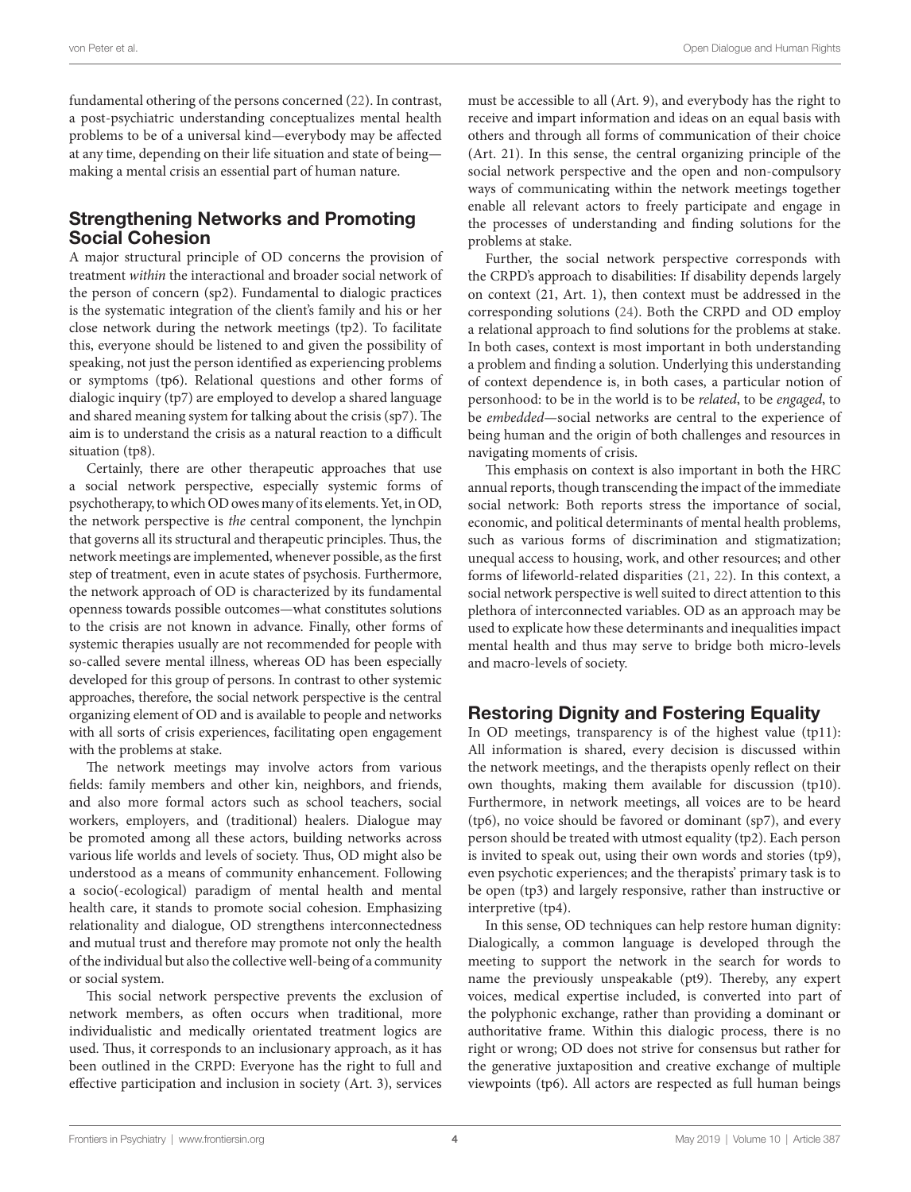fundamental othering of the persons concerned (22). In contrast, a post-psychiatric understanding conceptualizes mental health problems to be of a universal kind—everybody may be affected at any time, depending on their life situation and state of being—making a mental crisis an essential part of human nature.

## Strengthening Networks and Promoting Social Cohesion

A major structural principle of OD concerns the provision of treatment *within* the interactional and broader social network of the person of concern (sp2). Fundamental to dialogic practices is the systematic integration of the client's family and his or her close network during the network meetings (tp2). To facilitate this, everyone should be listened to and given the possibility of speaking, not just the person identified as experiencing problems or symptoms (tp6). Relational questions and other forms of dialogic inquiry (tp7) are employed to develop a shared language and shared meaning system for talking about the crisis (sp7). The aim is to understand the crisis as a natural reaction to a difficult situation (tp8).

Certainly, there are other therapeutic approaches that use a social network perspective, especially systemic forms of psychotherapy, to which OD owes many of its elements. Yet, in OD, the network perspective is *the* central component, the lynchpin that governs all its structural and therapeutic principles. Thus, the network meetings are implemented, whenever possible, as the first step of treatment, even in acute states of psychosis. Furthermore, the network approach of OD is characterized by its fundamental openness towards possible outcomes—what constitutes solutions to the crisis are not known in advance. Finally, other forms of systemic therapies usually are not recommended for people with so-called severe mental illness, whereas OD has been especially developed for this group of persons. In contrast to other systemic approaches, therefore, the social network perspective is the central organizing element of OD and is available to people and networks with all sorts of crisis experiences, facilitating open engagement with the problems at stake.

The network meetings may involve actors from various fields: family members and other kin, neighbors, and friends, and also more formal actors such as school teachers, social workers, employers, and (traditional) healers. Dialogue may be promoted among all these actors, building networks across various life worlds and levels of society. Thus, OD might also be understood as a means of community enhancement. Following a socio(-ecological) paradigm of mental health and mental health care, it stands to promote social cohesion. Emphasizing relationality and dialogue, OD strengthens interconnectedness and mutual trust and therefore may promote not only the health of the individual but also the collective well-being of a community or social system.

This social network perspective prevents the exclusion of network members, as often occurs when traditional, more individualistic and medically orientated treatment logics are used. Thus, it corresponds to an inclusionary approach, as it has been outlined in the CRPD: Everyone has the right to full and effective participation and inclusion in society (Art. 3), services must be accessible to all (Art. 9), and everybody has the right to receive and impart information and ideas on an equal basis with others and through all forms of communication of their choice (Art. 21). In this sense, the central organizing principle of the social network perspective and the open and non-compulsory ways of communicating within the network meetings together enable all relevant actors to freely participate and engage in the processes of understanding and finding solutions for the problems at stake.

Further, the social network perspective corresponds with the CRPD's approach to disabilities: If disability depends largely on context (21, Art. 1), then context must be addressed in the corresponding solutions (24). Both the CRPD and OD employ a relational approach to find solutions for the problems at stake. In both cases, context is most important in both understanding a problem and finding a solution. Underlying this understanding of context dependence is, in both cases, a particular notion of personhood: to be in the world is to be *related*, to be *engaged*, to be *embedded*—social networks are central to the experience of being human and the origin of both challenges and resources in navigating moments of crisis.

This emphasis on context is also important in both the HRC annual reports, though transcending the impact of the immediate social network: Both reports stress the importance of social, economic, and political determinants of mental health problems, such as various forms of discrimination and stigmatization; unequal access to housing, work, and other resources; and other forms of lifeworld-related disparities (21, 22). In this context, a social network perspective is well suited to direct attention to this plethora of interconnected variables. OD as an approach may be used to explicate how these determinants and inequalities impact mental health and thus may serve to bridge both micro-levels and macro-levels of society.

## Restoring Dignity and Fostering Equality

In OD meetings, transparency is of the highest value (tp11): All information is shared, every decision is discussed within the network meetings, and the therapists openly reflect on their own thoughts, making them available for discussion (tp10). Furthermore, in network meetings, all voices are to be heard (tp6), no voice should be favored or dominant (sp7), and every person should be treated with utmost equality (tp2). Each person is invited to speak out, using their own words and stories (tp9), even psychotic experiences; and the therapists' primary task is to be open (tp3) and largely responsive, rather than instructive or interpretive (tp4).

In this sense, OD techniques can help restore human dignity: Dialogically, a common language is developed through the meeting to support the network in the search for words to name the previously unspeakable (pt9). Thereby, any expert voices, medical expertise included, is converted into part of the polyphonic exchange, rather than providing a dominant or authoritative frame. Within this dialogic process, there is no right or wrong; OD does not strive for consensus but rather for the generative juxtaposition and creative exchange of multiple viewpoints (tp6). All actors are respected as full human beings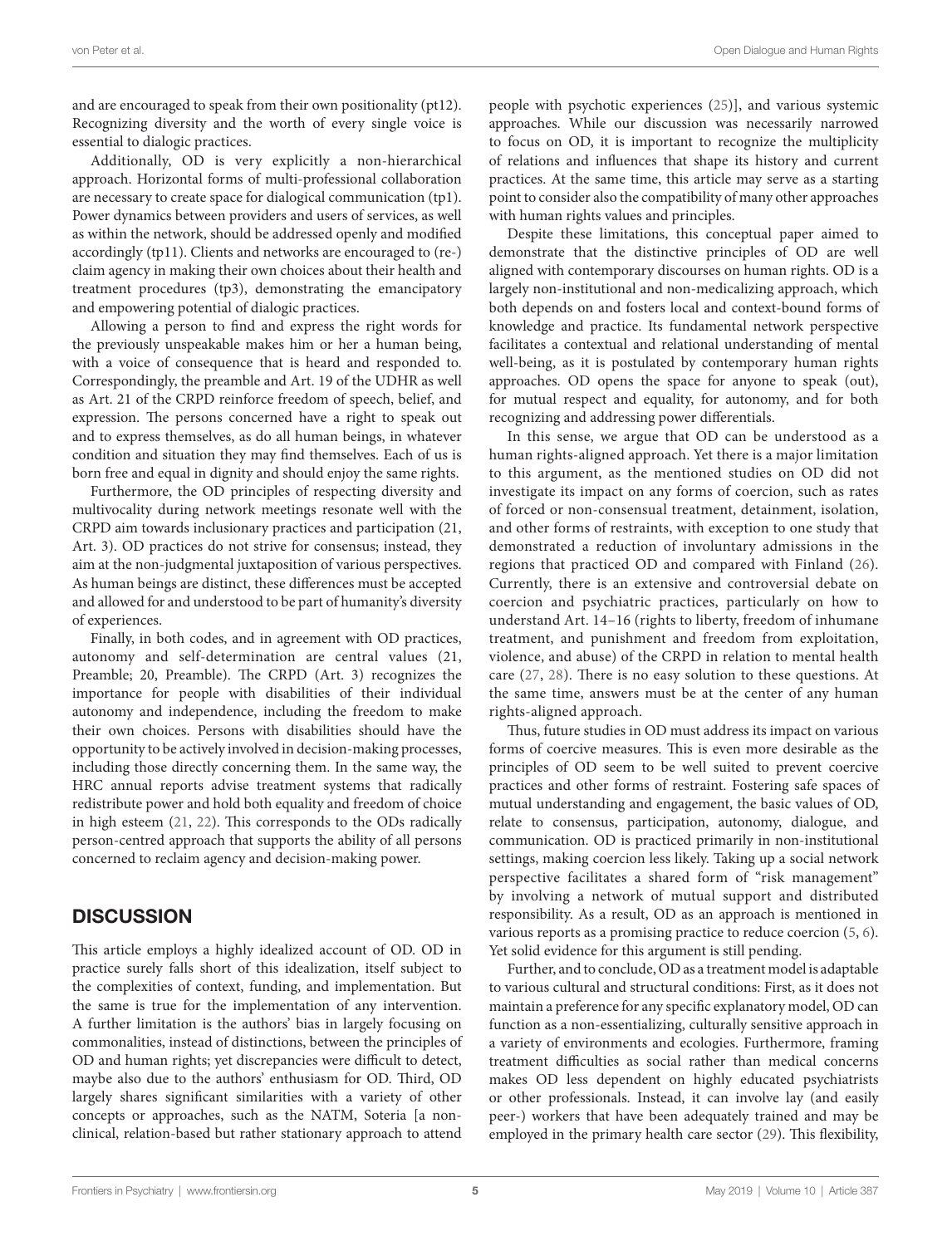and are encouraged to speak from their own positionality (pt12). Recognizing diversity and the worth of every single voice is essential to dialogic practices.

Additionally, OD is very explicitly a non-hierarchical approach. Horizontal forms of multi-professional collaboration are necessary to create space for dialogical communication (tp1). Power dynamics between providers and users of services, as well as within the network, should be addressed openly and modified accordingly (tp11). Clients and networks are encouraged to (re-) claim agency in making their own choices about their health and treatment procedures (tp3), demonstrating the emancipatory and empowering potential of dialogic practices.

Allowing a person to find and express the right words for the previously unspeakable makes him or her a human being, with a voice of consequence that is heard and responded to. Correspondingly, the preamble and Art. 19 of the UDHR as well as Art. 21 of the CRPD reinforce freedom of speech, belief, and expression. The persons concerned have a right to speak out and to express themselves, as do all human beings, in whatever condition and situation they may find themselves. Each of us is born free and equal in dignity and should enjoy the same rights.

Furthermore, the OD principles of respecting diversity and multivocality during network meetings resonate well with the CRPD aim towards inclusionary practices and participation (21, Art. 3). OD practices do not strive for consensus; instead, they aim at the non-judgmental juxtaposition of various perspectives. As human beings are distinct, these differences must be accepted and allowed for and understood to be part of humanity's diversity of experiences.

Finally, in both codes, and in agreement with OD practices, autonomy and self-determination are central values (21, Preamble; 20, Preamble). The CRPD (Art. 3) recognizes the importance for people with disabilities of their individual autonomy and independence, including the freedom to make their own choices. Persons with disabilities should have the opportunity to be actively involved in decision-making processes, including those directly concerning them. In the same way, the HRC annual reports advise treatment systems that radically redistribute power and hold both equality and freedom of choice in high esteem (21, 22). This corresponds to the ODs radically person-centred approach that supports the ability of all persons concerned to reclaim agency and decision-making power.

## DISCUSSION

This article employs a highly idealized account of OD. OD in practice surely falls short of this idealization, itself subject to the complexities of context, funding, and implementation. But the same is true for the implementation of any intervention. A further limitation is the authors' bias in largely focusing on commonalities, instead of distinctions, between the principles of OD and human rights; yet discrepancies were difficult to detect, maybe also due to the authors' enthusiasm for OD. Third, OD largely shares significant similarities with a variety of other concepts or approaches, such as the NATM, Soteria [a non-clinical, relation-based but rather stationary approach to attend people with psychotic experiences (25)], and various systemic approaches. While our discussion was necessarily narrowed to focus on OD, it is important to recognize the multiplicity of relations and influences that shape its history and current practices. At the same time, this article may serve as a starting point to consider also the compatibility of many other approaches with human rights values and principles.

Despite these limitations, this conceptual paper aimed to demonstrate that the distinctive principles of OD are well aligned with contemporary discourses on human rights. OD is a largely non-institutional and non-medicalizing approach, which both depends on and fosters local and context-bound forms of knowledge and practice. Its fundamental network perspective facilitates a contextual and relational understanding of mental well-being, as it is postulated by contemporary human rights approaches. OD opens the space for anyone to speak (out), for mutual respect and equality, for autonomy, and for both recognizing and addressing power differentials.

In this sense, we argue that OD can be understood as a human rights-aligned approach. Yet there is a major limitation to this argument, as the mentioned studies on OD did not investigate its impact on any forms of coercion, such as rates of forced or non-consensual treatment, detainment, isolation, and other forms of restraints, with exception to one study that demonstrated a reduction of involuntary admissions in the regions that practiced OD and compared with Finland (26). Currently, there is an extensive and controversial debate on coercion and psychiatric practices, particularly on how to understand Art. 14–16 (rights to liberty, freedom of inhumane treatment, and punishment and freedom from exploitation, violence, and abuse) of the CRPD in relation to mental health care (27, 28). There is no easy solution to these questions. At the same time, answers must be at the center of any human rights-aligned approach.

Thus, future studies in OD must address its impact on various forms of coercive measures. This is even more desirable as the principles of OD seem to be well suited to prevent coercive practices and other forms of restraint. Fostering safe spaces of mutual understanding and engagement, the basic values of OD, relate to consensus, participation, autonomy, dialogue, and communication. OD is practiced primarily in non-institutional settings, making coercion less likely. Taking up a social network perspective facilitates a shared form of "risk management" by involving a network of mutual support and distributed responsibility. As a result, OD as an approach is mentioned in various reports as a promising practice to reduce coercion (5, 6). Yet solid evidence for this argument is still pending.

Further, and to conclude, OD as a treatment model is adaptable to various cultural and structural conditions: First, as it does not maintain a preference for any specific explanatory model, OD can function as a non-essentializing, culturally sensitive approach in a variety of environments and ecologies. Furthermore, framing treatment difficulties as social rather than medical concerns makes OD less dependent on highly educated psychiatrists or other professionals. Instead, it can involve lay (and easily peer-) workers that have been adequately trained and may be employed in the primary health care sector (29). This flexibility,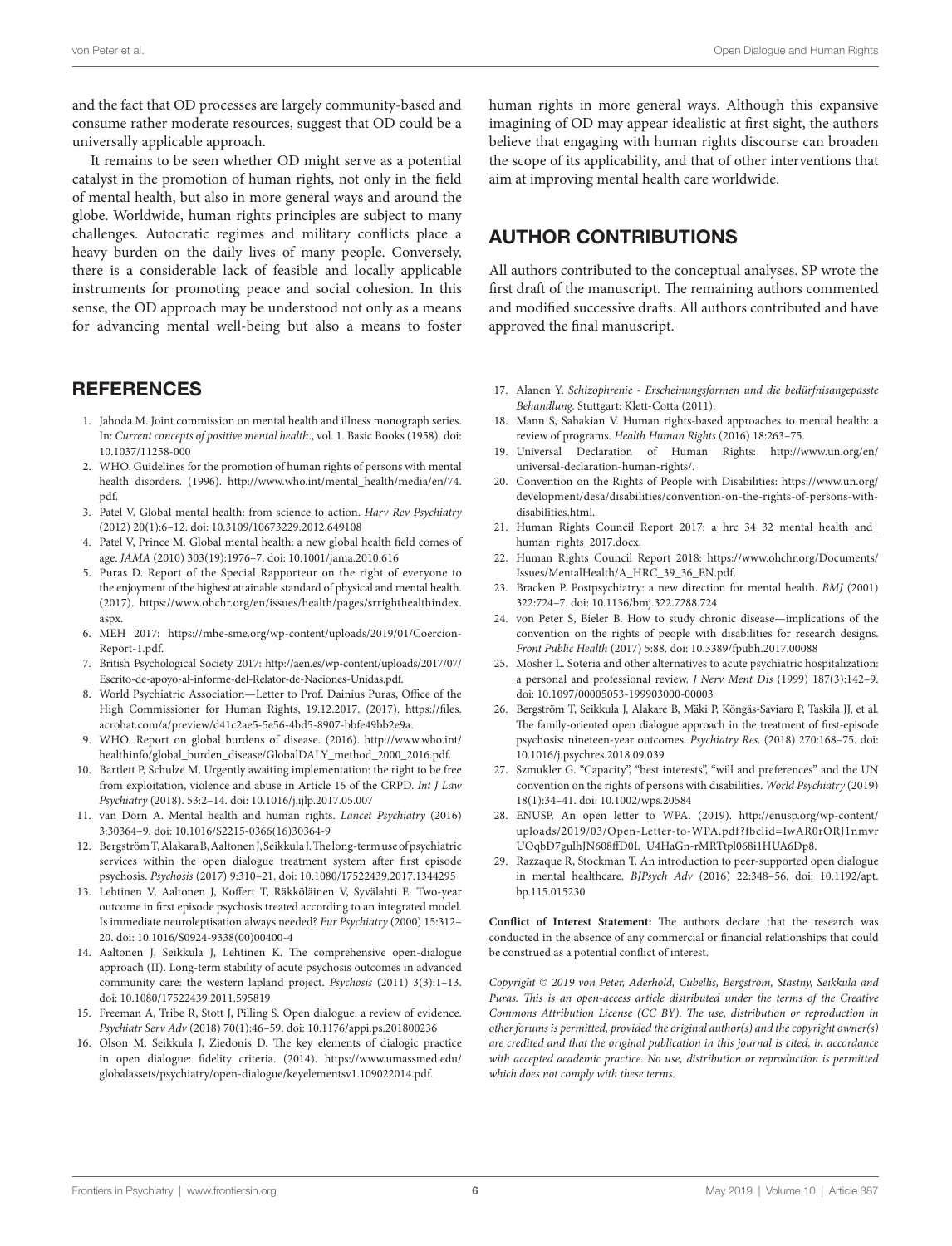and the fact that OD processes are largely community-based and consume rather moderate resources, suggest that OD could be a universally applicable approach.

It remains to be seen whether OD might serve as a potential catalyst in the promotion of human rights, not only in the field of mental health, but also in more general ways and around the globe. Worldwide, human rights principles are subject to many challenges. Autocratic regimes and military conflicts place a heavy burden on the daily lives of many people. Conversely, there is a considerable lack of feasible and locally applicable instruments for promoting peace and social cohesion. In this sense, the OD approach may be understood not only as a means for advancing mental well-being but also a means to foster human rights in more general ways. Although this expansive imagining of OD may appear idealistic at first sight, the authors believe that engaging with human rights discourse can broaden the scope of its applicability, and that of other interventions that aim at improving mental health care worldwide.

## AUTHOR CONTRIBUTIONS

All authors contributed to the conceptual analyses. SP wrote the first draft of the manuscript. The remaining authors commented and modified successive drafts. All authors contributed and have approved the final manuscript.

## REFERENCES

1. Jahoda M. Joint commission on mental health and illness monograph series. In: *Current concepts of positive mental health*., vol. 1. Basic Books (1958). doi: 10.1037/11258-000
2. WHO. Guidelines for the promotion of human rights of persons with mental health disorders. (1996). http://www.who.int/mental_health/media/en/74.pdf.
3. Patel V. Global mental health: from science to action. *Harv Rev Psychiatry* (2012) 20(1):6–12. doi: 10.3109/10673229.2012.649108
4. Patel V, Prince M. Global mental health: a new global health field comes of age. *JAMA* (2010) 303(19):1976–7. doi: 10.1001/jama.2010.616
5. Puras D. Report of the Special Rapporteur on the right of everyone to the enjoyment of the highest attainable standard of physical and mental health. (2017). https://www.ohchr.org/en/issues/health/pages/srrighthealthindex.aspx.
6. MEH 2017: https://mhe-sme.org/wp-content/uploads/2019/01/Coercion-Report-1.pdf.
7. British Psychological Society 2017: http://aen.es/wp-content/uploads/2017/07/Escrito-de-apoyo-al-informe-del-Relator-de-Naciones-Unidas.pdf.
8. World Psychiatric Association—Letter to Prof. Dainius Puras, Office of the High Commissioner for Human Rights, 19.12.2017. (2017). https://files.acrobat.com/a/preview/d41c2ae5-5e56-4bd5-8907-bbfe49bb2e9a.
9. WHO. Report on global burdens of disease. (2016). http://www.who.int/healthinfo/global_burden_disease/GlobalDALY_method_2000_2016.pdf.
10. Bartlett P, Schulze M. Urgently awaiting implementation: the right to be free from exploitation, violence and abuse in Article 16 of the CRPD. *Int J Law Psychiatry* (2018). 53:2–14. doi: 10.1016/j.ijlp.2017.05.007
11. van Dorn A. Mental health and human rights. *Lancet Psychiatry* (2016) 3:30364–9. doi: 10.1016/S2215-0366(16)30364-9
12. Bergström T, Alakara B, Aaltonen J, Seikkula J. The long-term use of psychiatric services within the open dialogue treatment system after first episode psychosis. *Psychosis* (2017) 9:310–21. doi: 10.1080/17522439.2017.1344295
13. Lehtinen V, Aaltonen J, Koffert T, Räkköläinen V, Syvälahti E. Two-year outcome in first episode psychosis treated according to an integrated model. Is immediate neuroleptisation always needed? *Eur Psychiatry* (2000) 15:312–20. doi: 10.1016/S0924-9338(00)00400-4
14. Aaltonen J, Seikkula J, Lehtinen K. The comprehensive open-dialogue approach (II). Long-term stability of acute psychosis outcomes in advanced community care: the western lapland project. *Psychosis* (2011) 3(3):1–13. doi: 10.1080/17522439.2011.595819
15. Freeman A, Tribe R, Stott J, Pilling S. Open dialogue: a review of evidence. *Psychiatr Serv Adv* (2018) 70(1):46–59. doi: 10.1176/appi.ps.201800236
16. Olson M, Seikkula J, Ziedonis D. The key elements of dialogic practice in open dialogue: fidelity criteria. (2014). https://www.umassmed.edu/globalassets/psychiatry/open-dialogue/keyelementsv1.109022014.pdf.
17. Alanen Y. *Schizophrenie - Erscheinungsformen und die bedürfnisangepasste Behandlung*. Stuttgart: Klett-Cotta (2011).
18. Mann S, Sahakian V. Human rights-based approaches to mental health: a review of programs. *Health Human Rights* (2016) 18:263–75.
19. Universal Declaration of Human Rights: http://www.un.org/en/universal-declaration-human-rights/.
20. Convention on the Rights of People with Disabilities: https://www.un.org/development/desa/disabilities/convention-on-the-rights-of-persons-with-disabilities.html.
21. Human Rights Council Report 2017: a_hrc_34_32_mental_health_and_human_rights_2017.docx.
22. Human Rights Council Report 2018: https://www.ohchr.org/Documents/Issues/MentalHealth/A_HRC_39_36_EN.pdf.
23. Bracken P. Postpsychiatry: a new direction for mental health. *BMJ* (2001) 322:724–7. doi: 10.1136/bmj.322.7288.724
24. von Peter S, Bieler B. How to study chronic disease—implications of the convention on the rights of people with disabilities for research designs. *Front Public Health* (2017) 5:88. doi: 10.3389/fpubh.2017.00088
25. Mosher L. Soteria and other alternatives to acute psychiatric hospitalization: a personal and professional review. *J Nerv Ment Dis* (1999) 187(3):142–9. doi: 10.1097/00005053-199903000-00003
26. Bergström T, Seikkula J, Alakare B, Mäki P, Köngäs-Saviaro P, Taskila JJ, et al. The family-oriented open dialogue approach in the treatment of first-episode psychosis: nineteen-year outcomes. *Psychiatry Res.* (2018) 270:168–75. doi: 10.1016/j.psychres.2018.09.039
27. Szmukler G. "Capacity", "best interests", "will and preferences" and the UN convention on the rights of persons with disabilities. *World Psychiatry* (2019) 18(1):34–41. doi: 10.1002/wps.20584
28. ENUSP. An open letter to WPA. (2019). http://enusp.org/wp-content/uploads/2019/03/Open-Letter-to-WPA.pdf?fbclid=IwAR0rORJ1nmvrUOqbD7gulhJN608ffD0L_U4HaGn-rMRTtpl068i1HUA6Dp8.
29. Razzaque R, Stockman T. An introduction to peer-supported open dialogue in mental healthcare. *BJPsych Adv* (2016) 22:348–56. doi: 10.1192/apt.bp.115.015230

**Conflict of Interest Statement:** The authors declare that the research was conducted in the absence of any commercial or financial relationships that could be construed as a potential conflict of interest.

*Copyright © 2019 von Peter, Aderhold, Cubellis, Bergström, Stastny, Seikkula and Puras. This is an open-access article distributed under the terms of the Creative Commons Attribution License (CC BY). The use, distribution or reproduction in other forums is permitted, provided the original author(s) and the copyright owner(s) are credited and that the original publication in this journal is cited, in accordance with accepted academic practice. No use, distribution or reproduction is permitted which does not comply with these terms.*